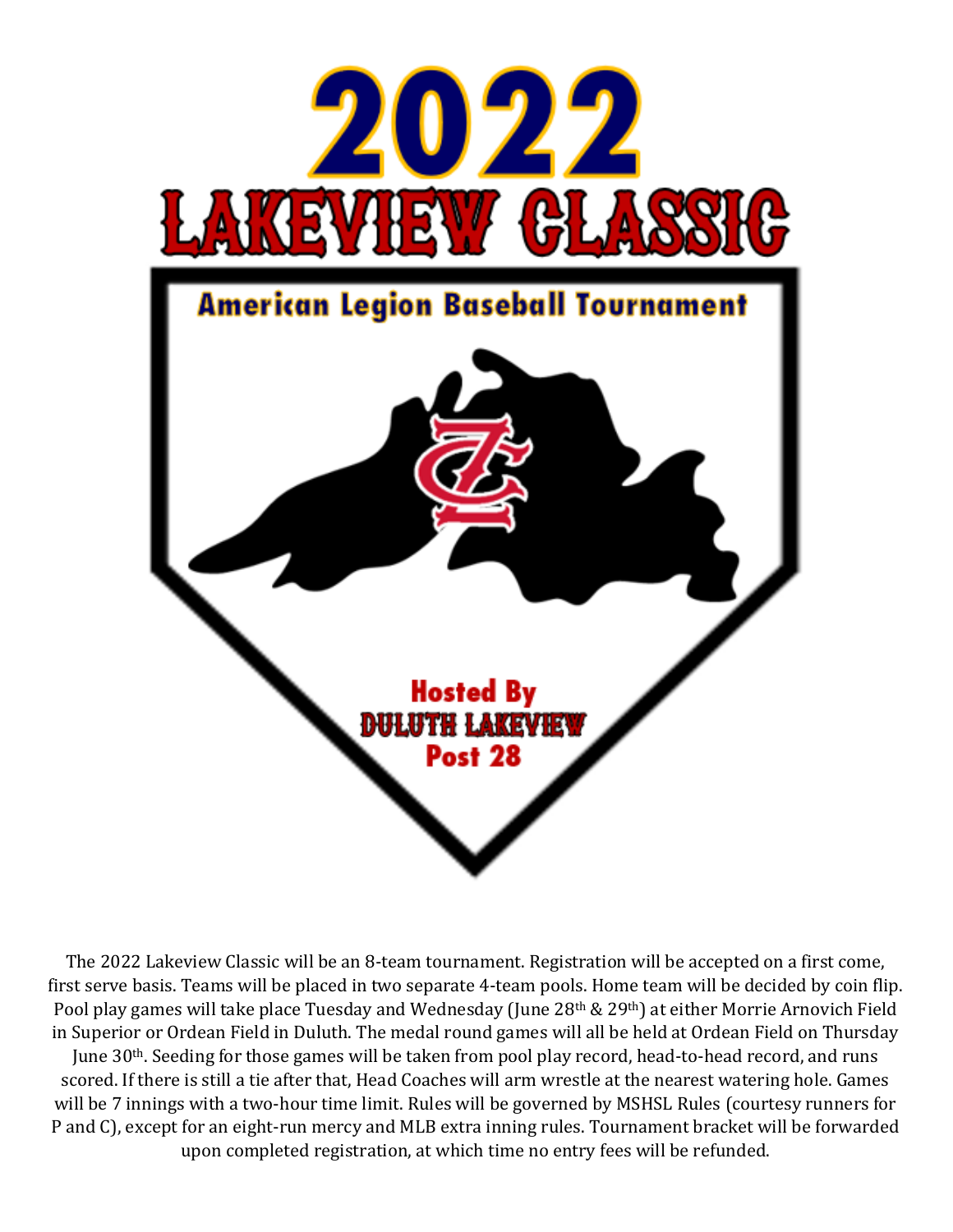# 2022 LAKEVIEW CLASSIC

## American Legion Baseball Tournament

**Hosted By**
**DULUTH LAKEVIEW**
**Post 28**

The 2022 Lakeview Classic will be an 8-team tournament. Registration will be accepted on a first come, first serve basis. Teams will be placed in two separate 4-team pools. Home team will be decided by coin flip. Pool play games will take place Tuesday and Wednesday (June 28th & 29th) at either Morrie Arnovich Field in Superior or Ordean Field in Duluth. The medal round games will all be held at Ordean Field on Thursday June 30th. Seeding for those games will be taken from pool play record, head-to-head record, and runs scored. If there is still a tie after that, Head Coaches will arm wrestle at the nearest watering hole. Games will be 7 innings with a two-hour time limit. Rules will be governed by MSHSL Rules (courtesy runners for P and C), except for an eight-run mercy and MLB extra inning rules. Tournament bracket will be forwarded upon completed registration, at which time no entry fees will be refunded.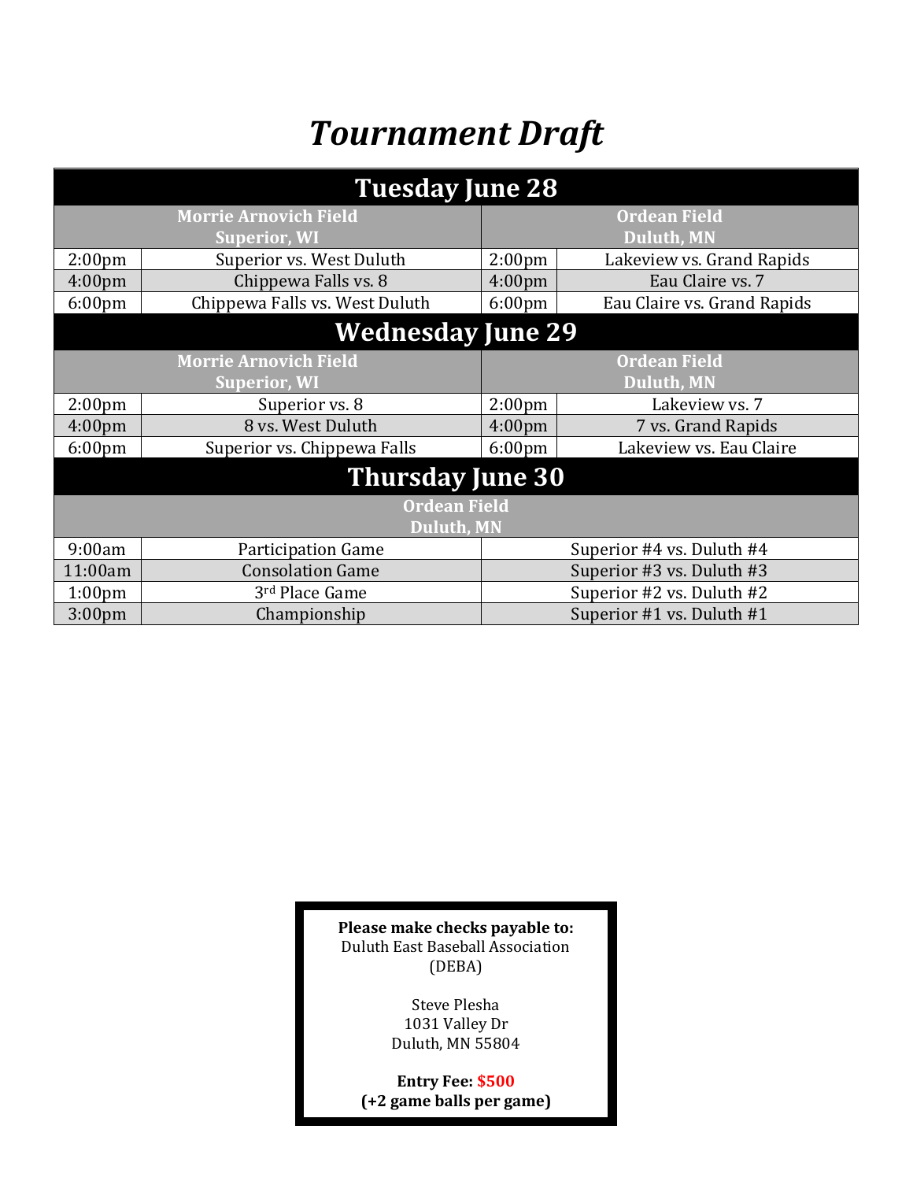# *Tournament Draft*

| Tuesday June 28 | | | |
|---|---|---|---|
| **Morrie Arnovich Field Superior, WI** | | **Ordean Field Duluth, MN** | |
| 2:00pm | Superior vs. West Duluth | 2:00pm | Lakeview vs. Grand Rapids |
| 4:00pm | Chippewa Falls vs. 8 | 4:00pm | Eau Claire vs. 7 |
| 6:00pm | Chippewa Falls vs. West Duluth | 6:00pm | Eau Claire vs. Grand Rapids |
| **Wednesday June 29** | | | |
| **Morrie Arnovich Field Superior, WI** | | **Ordean Field Duluth, MN** | |
| 2:00pm | Superior vs. 8 | 2:00pm | Lakeview vs. 7 |
| 4:00pm | 8 vs. West Duluth | 4:00pm | 7 vs. Grand Rapids |
| 6:00pm | Superior vs. Chippewa Falls | 6:00pm | Lakeview vs. Eau Claire |

| Thursday June 30 | | |
|---|---|---|
| **Ordean Field Duluth, MN** | | |
| 9:00am | Participation Game | Superior #4 vs. Duluth #4 |
| 11:00am | Consolation Game | Superior #3 vs. Duluth #3 |
| 1:00pm | 3rd Place Game | Superior #2 vs. Duluth #2 |
| 3:00pm | Championship | Superior #1 vs. Duluth #1 |

**Please make checks payable to:**
Duluth East Baseball Association
(DEBA)

Steve Plesha
1031 Valley Dr
Duluth, MN 55804

**Entry Fee: $500**
**(+2 game balls per game)**